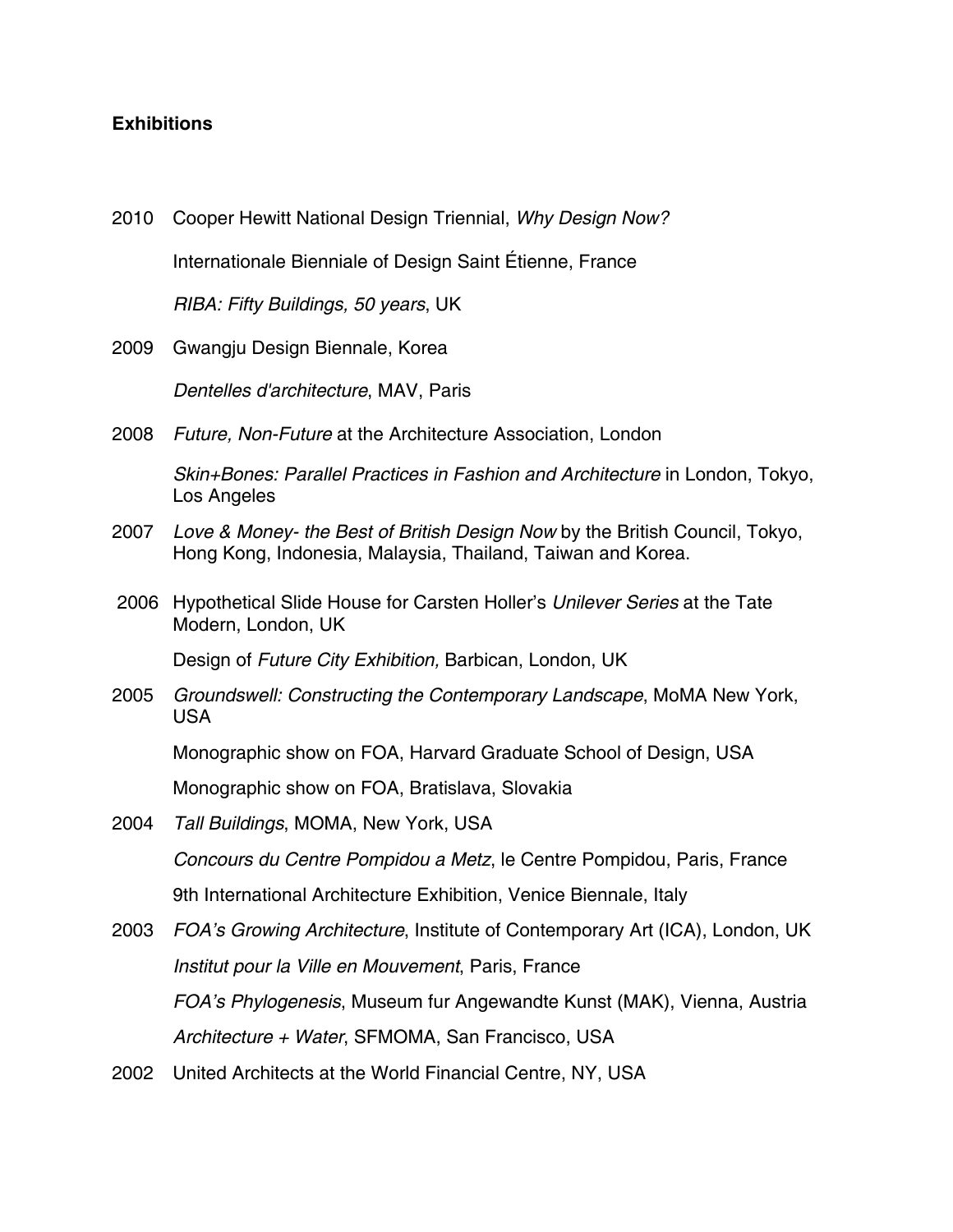**Exhibitions**

2010 Cooper Hewitt National Design Triennial, *Why Design Now?*

Internationale Bienniale of Design Saint Étienne, France

*RIBA: Fifty Buildings, 50 years*, UK

2009 Gwangju Design Biennale, Korea

*Dentelles d'architecture*, MAV, Paris

2008 *Future, Non-Future* at the Architecture Association, London

*Skin+Bones: Parallel Practices in Fashion and Architecture* in London, Tokyo, Los Angeles

2007 *Love & Money- the Best of British Design Now* by the British Council, Tokyo, Hong Kong, Indonesia, Malaysia, Thailand, Taiwan and Korea.

2006 Hypothetical Slide House for Carsten Holler's *Unilever Series* at the Tate Modern, London, UK

Design of *Future City Exhibition,* Barbican, London, UK

2005 *Groundswell: Constructing the Contemporary Landscape*, MoMA New York, USA

Monographic show on FOA, Harvard Graduate School of Design, USA

Monographic show on FOA, Bratislava, Slovakia

2004 *Tall Buildings*, MOMA, New York, USA

*Concours du Centre Pompidou a Metz*, le Centre Pompidou, Paris, France

9th International Architecture Exhibition, Venice Biennale, Italy

2003 *FOA's Growing Architecture*, Institute of Contemporary Art (ICA), London, UK

*Institut pour la Ville en Mouvement*, Paris, France

*FOA's Phylogenesis*, Museum fur Angewandte Kunst (MAK), Vienna, Austria

*Architecture + Water*, SFMOMA, San Francisco, USA

2002 United Architects at the World Financial Centre, NY, USA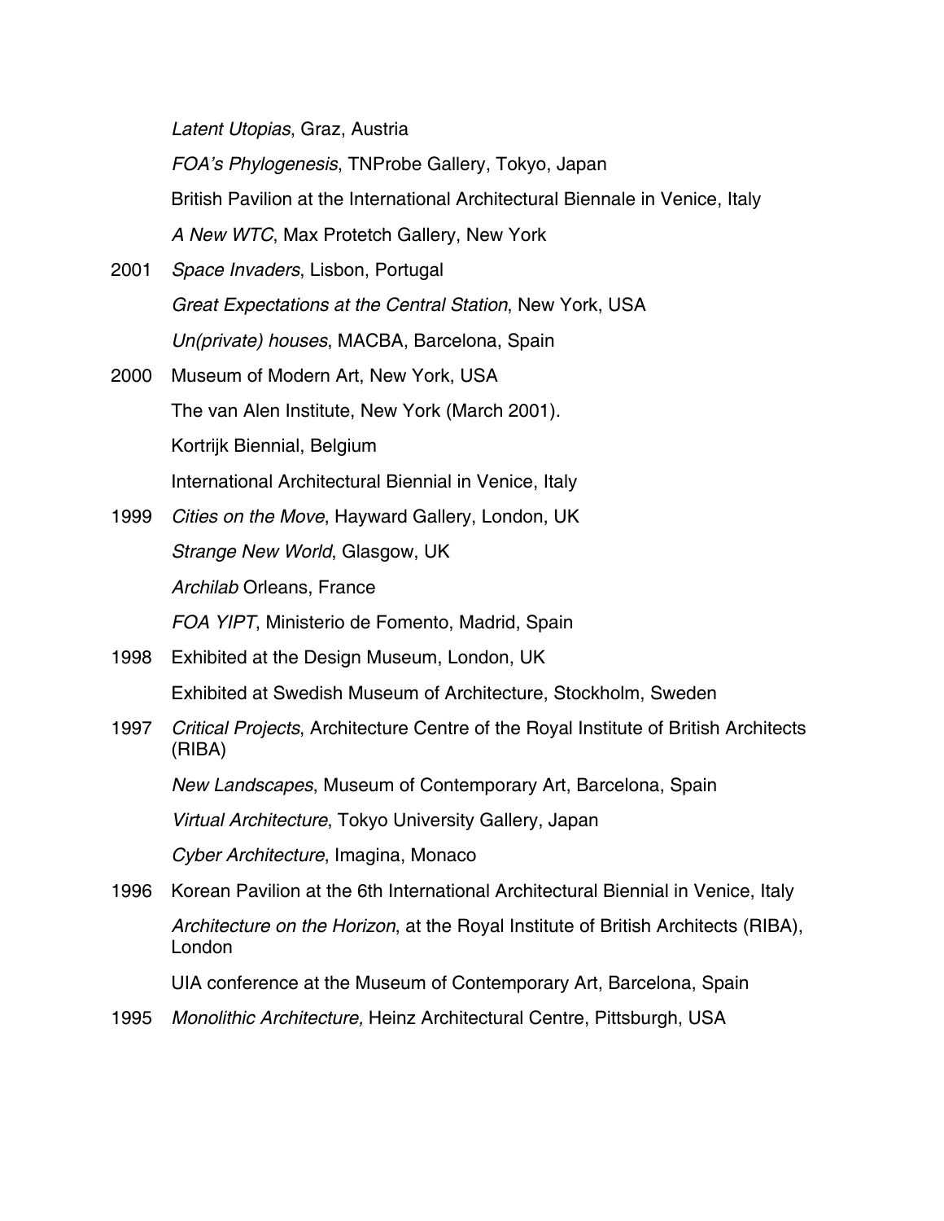*Latent Utopias*, Graz, Austria

*FOA's Phylogenesis*, TNProbe Gallery, Tokyo, Japan

British Pavilion at the International Architectural Biennale in Venice, Italy

*A New WTC*, Max Protetch Gallery, New York

2001 *Space Invaders*, Lisbon, Portugal

*Great Expectations at the Central Station*, New York, USA

*Un(private) houses*, MACBA, Barcelona, Spain

2000 Museum of Modern Art, New York, USA

The van Alen Institute, New York (March 2001).

Kortrijk Biennial, Belgium

International Architectural Biennial in Venice, Italy

1999 *Cities on the Move*, Hayward Gallery, London, UK

*Strange New World*, Glasgow, UK

*Archilab* Orleans, France

*FOA YIPT*, Ministerio de Fomento, Madrid, Spain

1998 Exhibited at the Design Museum, London, UK

Exhibited at Swedish Museum of Architecture, Stockholm, Sweden

1997 *Critical Projects*, Architecture Centre of the Royal Institute of British Architects (RIBA)

*New Landscapes*, Museum of Contemporary Art, Barcelona, Spain

*Virtual Architecture*, Tokyo University Gallery, Japan

*Cyber Architecture*, Imagina, Monaco

1996 Korean Pavilion at the 6th International Architectural Biennial in Venice, Italy

*Architecture on the Horizon*, at the Royal Institute of British Architects (RIBA), London

UIA conference at the Museum of Contemporary Art, Barcelona, Spain

1995 *Monolithic Architecture,* Heinz Architectural Centre, Pittsburgh, USA